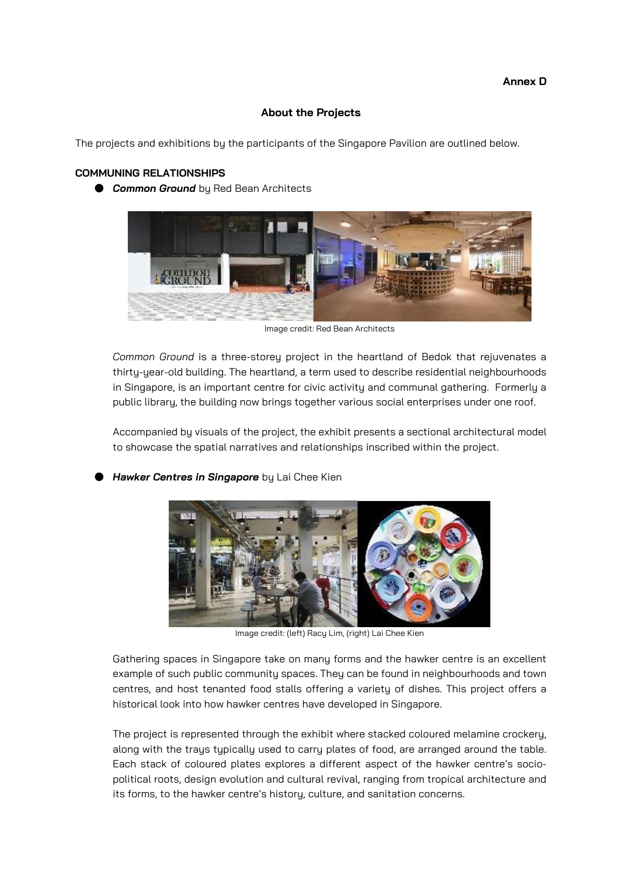**Annex D**

## About the Projects

The projects and exhibitions by the participants of the Singapore Pavilion are outlined below.

### COMMUNING RELATIONSHIPS

- ***Common Ground*** by Red Bean Architects

Image credit: Red Bean Architects

*Common Ground* is a three-storey project in the heartland of Bedok that rejuvenates a thirty-year-old building. The heartland, a term used to describe residential neighbourhoods in Singapore, is an important centre for civic activity and communal gathering. Formerly a public library, the building now brings together various social enterprises under one roof.

Accompanied by visuals of the project, the exhibit presents a sectional architectural model to showcase the spatial narratives and relationships inscribed within the project.

- ***Hawker Centres in Singapore*** by Lai Chee Kien

Image credit: (left) Racy Lim, (right) Lai Chee Kien

Gathering spaces in Singapore take on many forms and the hawker centre is an excellent example of such public community spaces. They can be found in neighbourhoods and town centres, and host tenanted food stalls offering a variety of dishes. This project offers a historical look into how hawker centres have developed in Singapore.

The project is represented through the exhibit where stacked coloured melamine crockery, along with the trays typically used to carry plates of food, are arranged around the table. Each stack of coloured plates explores a different aspect of the hawker centre's socio-political roots, design evolution and cultural revival, ranging from tropical architecture and its forms, to the hawker centre's history, culture, and sanitation concerns.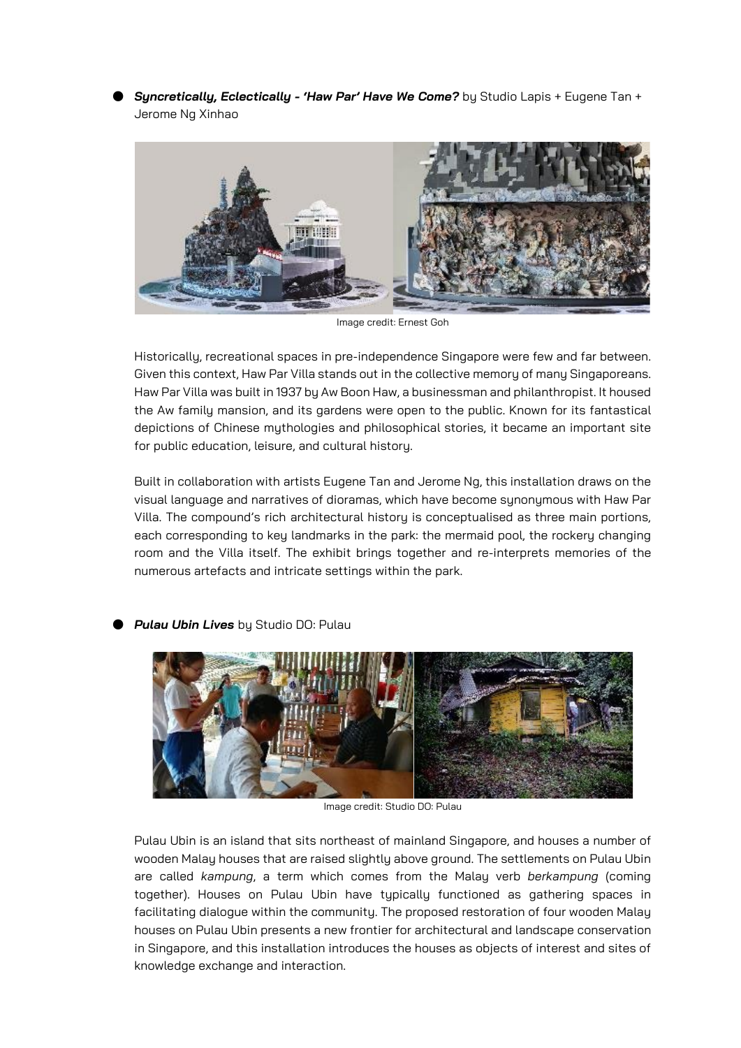- ***Syncretically, Eclectically - 'Haw Par' Have We Come?*** by Studio Lapis + Eugene Tan + Jerome Ng Xinhao

Image credit: Ernest Goh

Historically, recreational spaces in pre-independence Singapore were few and far between. Given this context, Haw Par Villa stands out in the collective memory of many Singaporeans. Haw Par Villa was built in 1937 by Aw Boon Haw, a businessman and philanthropist. It housed the Aw family mansion, and its gardens were open to the public. Known for its fantastical depictions of Chinese mythologies and philosophical stories, it became an important site for public education, leisure, and cultural history.

Built in collaboration with artists Eugene Tan and Jerome Ng, this installation draws on the visual language and narratives of dioramas, which have become synonymous with Haw Par Villa. The compound's rich architectural history is conceptualised as three main portions, each corresponding to key landmarks in the park: the mermaid pool, the rockery changing room and the Villa itself. The exhibit brings together and re-interprets memories of the numerous artefacts and intricate settings within the park.

- ***Pulau Ubin Lives*** by Studio DO: Pulau

Image credit: Studio DO: Pulau

Pulau Ubin is an island that sits northeast of mainland Singapore, and houses a number of wooden Malay houses that are raised slightly above ground. The settlements on Pulau Ubin are called *kampung*, a term which comes from the Malay verb *berkampung* (coming together). Houses on Pulau Ubin have typically functioned as gathering spaces in facilitating dialogue within the community. The proposed restoration of four wooden Malay houses on Pulau Ubin presents a new frontier for architectural and landscape conservation in Singapore, and this installation introduces the houses as objects of interest and sites of knowledge exchange and interaction.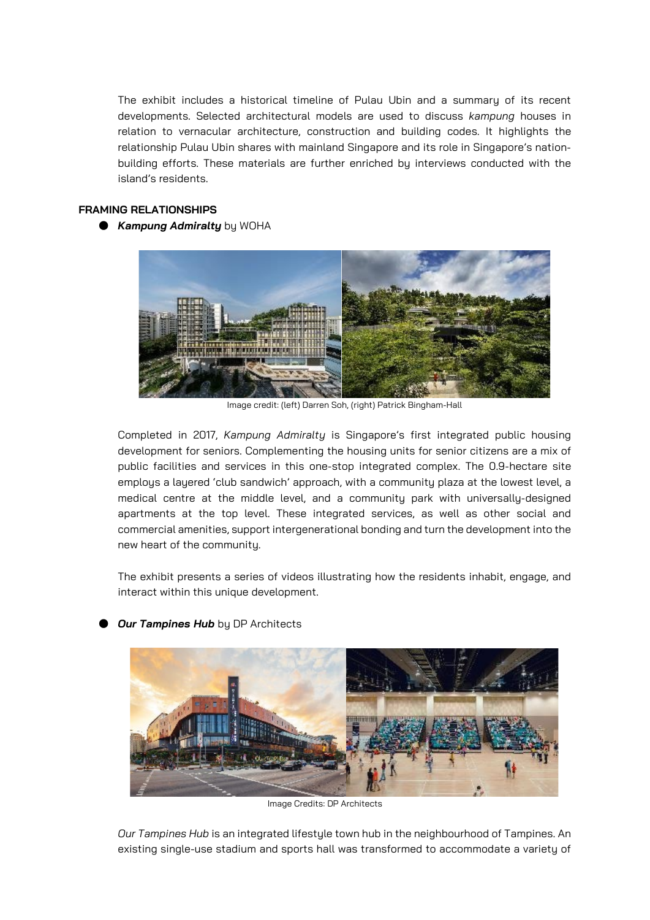The exhibit includes a historical timeline of Pulau Ubin and a summary of its recent developments. Selected architectural models are used to discuss *kampung* houses in relation to vernacular architecture, construction and building codes. It highlights the relationship Pulau Ubin shares with mainland Singapore and its role in Singapore's nation-building efforts. These materials are further enriched by interviews conducted with the island's residents.

**FRAMING RELATIONSHIPS**

- ***Kampung Admiralty*** by WOHA

Image credit: (left) Darren Soh, (right) Patrick Bingham-Hall

Completed in 2017, *Kampung Admiralty* is Singapore's first integrated public housing development for seniors. Complementing the housing units for senior citizens are a mix of public facilities and services in this one-stop integrated complex. The 0.9-hectare site employs a layered 'club sandwich' approach, with a community plaza at the lowest level, a medical centre at the middle level, and a community park with universally-designed apartments at the top level. These integrated services, as well as other social and commercial amenities, support intergenerational bonding and turn the development into the new heart of the community.

The exhibit presents a series of videos illustrating how the residents inhabit, engage, and interact within this unique development.

- ***Our Tampines Hub*** by DP Architects

Image Credits: DP Architects

*Our Tampines Hub* is an integrated lifestyle town hub in the neighbourhood of Tampines. An existing single-use stadium and sports hall was transformed to accommodate a variety of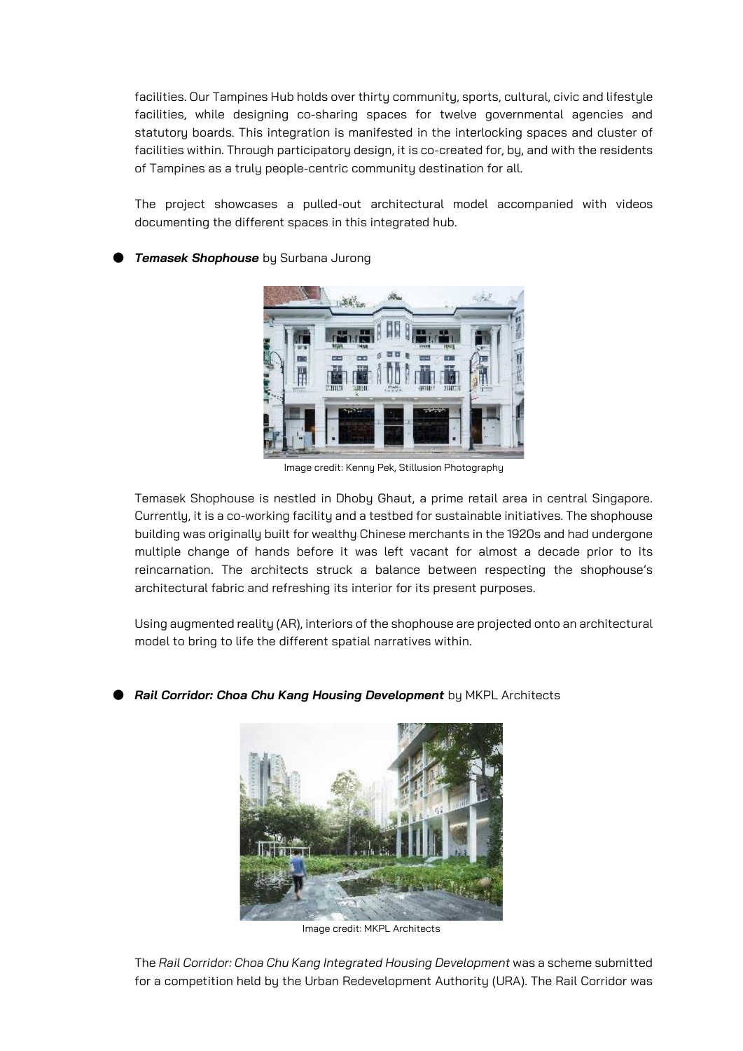facilities. Our Tampines Hub holds over thirty community, sports, cultural, civic and lifestyle facilities, while designing co-sharing spaces for twelve governmental agencies and statutory boards. This integration is manifested in the interlocking spaces and cluster of facilities within. Through participatory design, it is co-created for, by, and with the residents of Tampines as a truly people-centric community destination for all.

The project showcases a pulled-out architectural model accompanied with videos documenting the different spaces in this integrated hub.

- ***Temasek Shophouse*** by Surbana Jurong

Image credit: Kenny Pek, Stillusion Photography

Temasek Shophouse is nestled in Dhoby Ghaut, a prime retail area in central Singapore. Currently, it is a co-working facility and a testbed for sustainable initiatives. The shophouse building was originally built for wealthy Chinese merchants in the 1920s and had undergone multiple change of hands before it was left vacant for almost a decade prior to its reincarnation. The architects struck a balance between respecting the shophouse's architectural fabric and refreshing its interior for its present purposes.

Using augmented reality (AR), interiors of the shophouse are projected onto an architectural model to bring to life the different spatial narratives within.

- ***Rail Corridor: Choa Chu Kang Housing Development*** by MKPL Architects

Image credit: MKPL Architects

The *Rail Corridor: Choa Chu Kang Integrated Housing Development* was a scheme submitted for a competition held by the Urban Redevelopment Authority (URA). The Rail Corridor was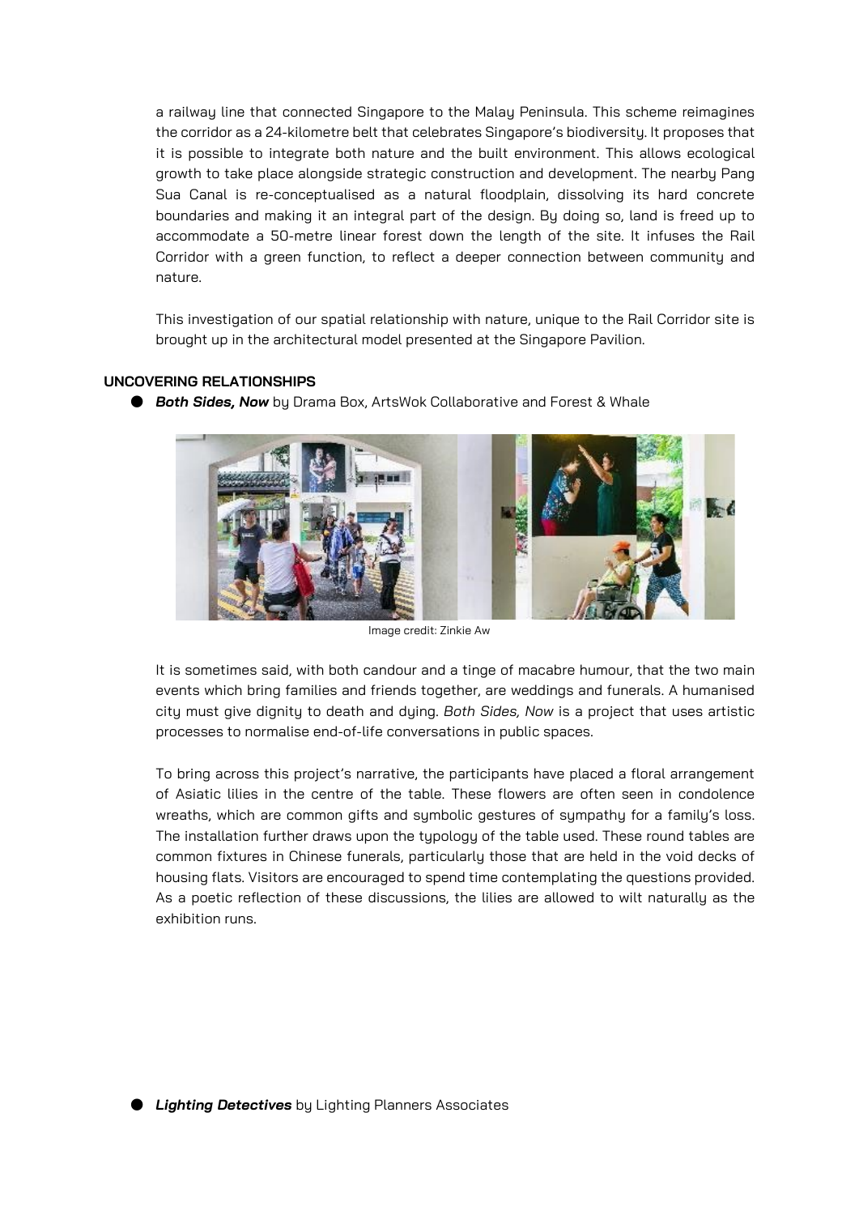a railway line that connected Singapore to the Malay Peninsula. This scheme reimagines the corridor as a 24-kilometre belt that celebrates Singapore's biodiversity. It proposes that it is possible to integrate both nature and the built environment. This allows ecological growth to take place alongside strategic construction and development. The nearby Pang Sua Canal is re-conceptualised as a natural floodplain, dissolving its hard concrete boundaries and making it an integral part of the design. By doing so, land is freed up to accommodate a 50-metre linear forest down the length of the site. It infuses the Rail Corridor with a green function, to reflect a deeper connection between community and nature.

This investigation of our spatial relationship with nature, unique to the Rail Corridor site is brought up in the architectural model presented at the Singapore Pavilion.

**UNCOVERING RELATIONSHIPS**

- ***Both Sides, Now*** by Drama Box, ArtsWok Collaborative and Forest & Whale

Image credit: Zinkie Aw

It is sometimes said, with both candour and a tinge of macabre humour, that the two main events which bring families and friends together, are weddings and funerals. A humanised city must give dignity to death and dying. *Both Sides, Now* is a project that uses artistic processes to normalise end-of-life conversations in public spaces.

To bring across this project's narrative, the participants have placed a floral arrangement of Asiatic lilies in the centre of the table. These flowers are often seen in condolence wreaths, which are common gifts and symbolic gestures of sympathy for a family's loss. The installation further draws upon the typology of the table used. These round tables are common fixtures in Chinese funerals, particularly those that are held in the void decks of housing flats. Visitors are encouraged to spend time contemplating the questions provided. As a poetic reflection of these discussions, the lilies are allowed to wilt naturally as the exhibition runs.

- ***Lighting Detectives*** by Lighting Planners Associates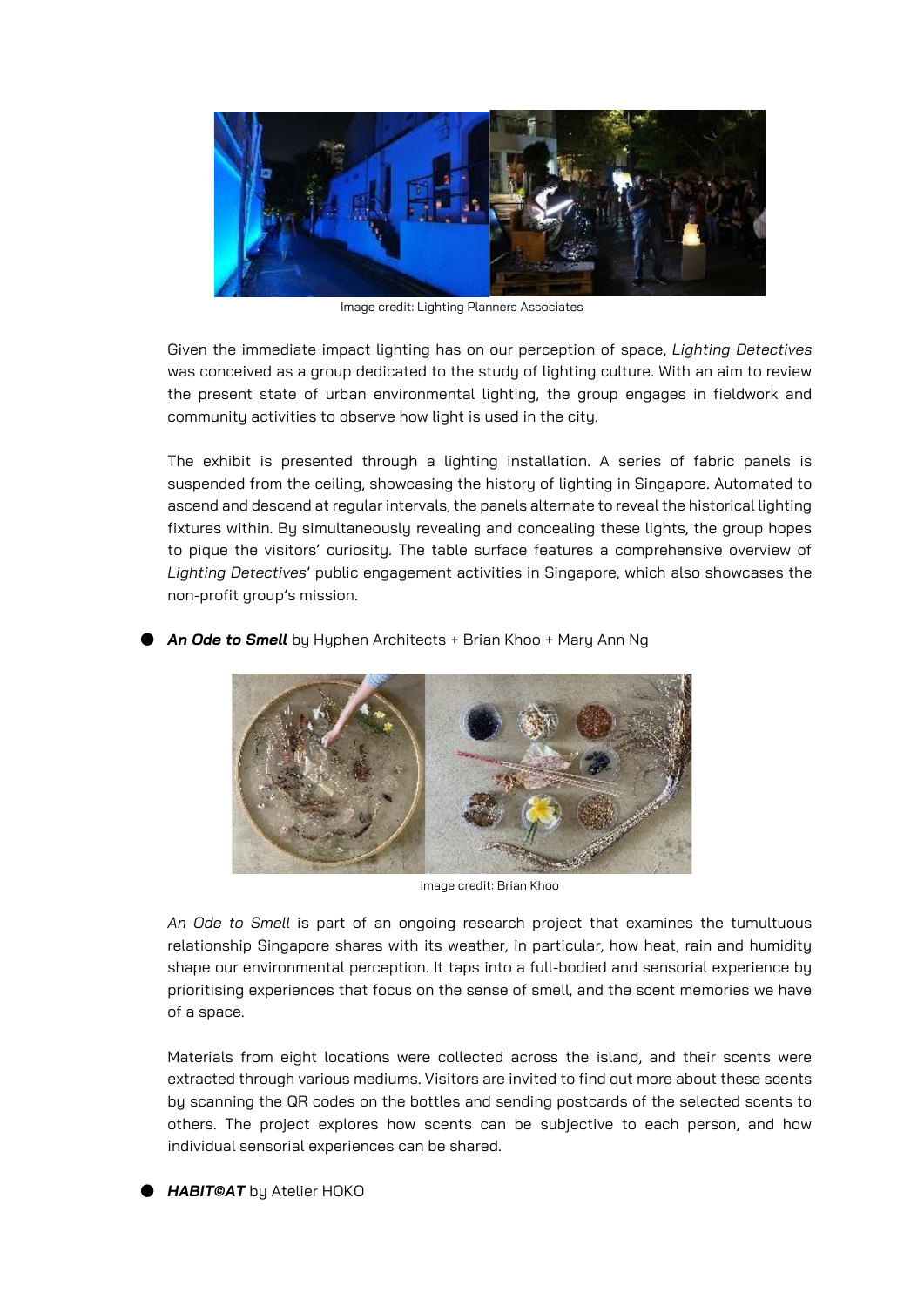Image credit: Lighting Planners Associates

Given the immediate impact lighting has on our perception of space, *Lighting Detectives* was conceived as a group dedicated to the study of lighting culture. With an aim to review the present state of urban environmental lighting, the group engages in fieldwork and community activities to observe how light is used in the city.

The exhibit is presented through a lighting installation. A series of fabric panels is suspended from the ceiling, showcasing the history of lighting in Singapore. Automated to ascend and descend at regular intervals, the panels alternate to reveal the historical lighting fixtures within. By simultaneously revealing and concealing these lights, the group hopes to pique the visitors' curiosity. The table surface features a comprehensive overview of *Lighting Detectives*' public engagement activities in Singapore, which also showcases the non-profit group's mission.

- ***An Ode to Smell*** by Hyphen Architects + Brian Khoo + Mary Ann Ng

Image credit: Brian Khoo

*An Ode to Smell* is part of an ongoing research project that examines the tumultuous relationship Singapore shares with its weather, in particular, how heat, rain and humidity shape our environmental perception. It taps into a full-bodied and sensorial experience by prioritising experiences that focus on the sense of smell, and the scent memories we have of a space.

Materials from eight locations were collected across the island, and their scents were extracted through various mediums. Visitors are invited to find out more about these scents by scanning the QR codes on the bottles and sending postcards of the selected scents to others. The project explores how scents can be subjective to each person, and how individual sensorial experiences can be shared.

- ***HABIT©AT*** by Atelier HOKO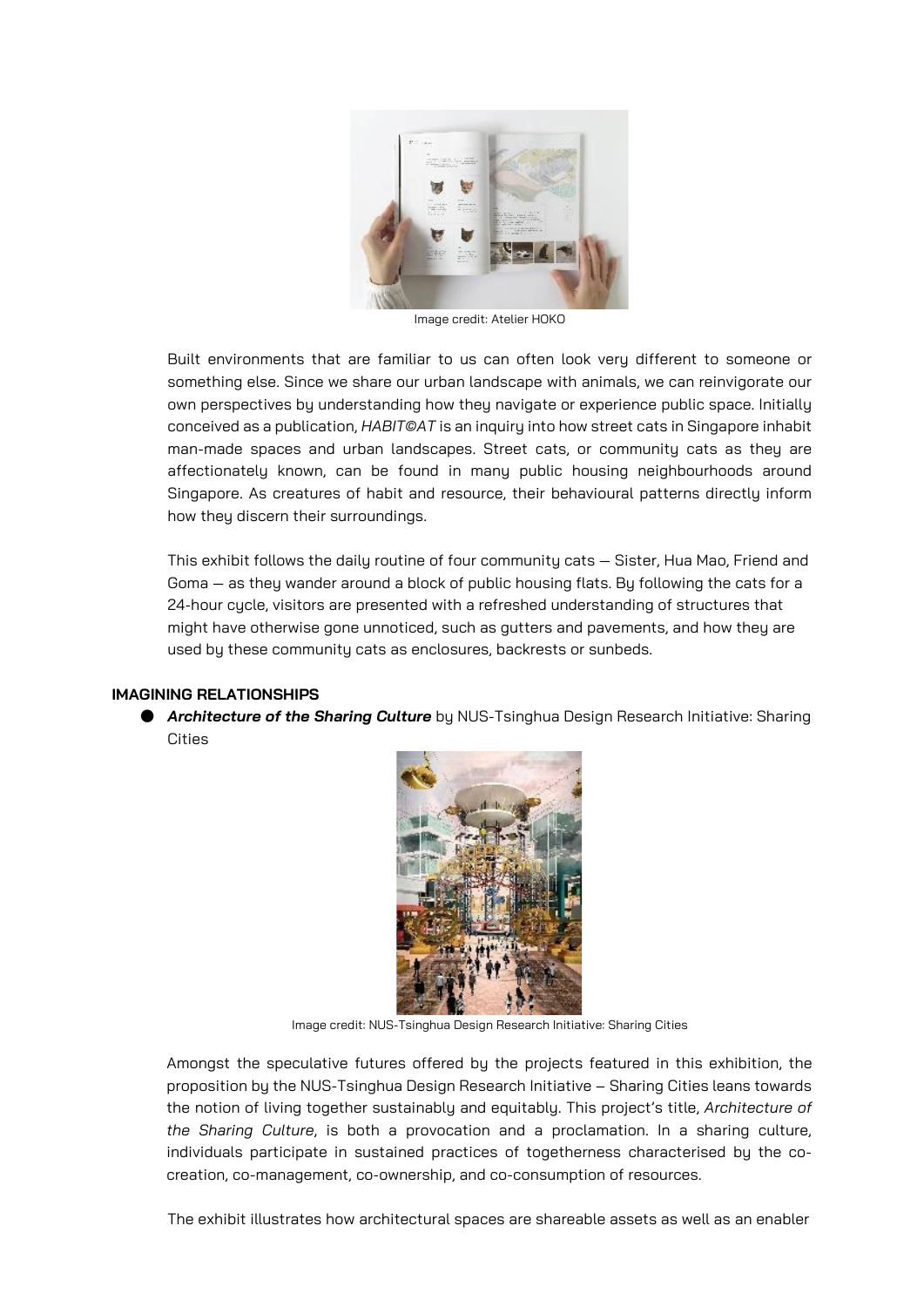Image credit: Atelier HOKO

Built environments that are familiar to us can often look very different to someone or something else. Since we share our urban landscape with animals, we can reinvigorate our own perspectives by understanding how they navigate or experience public space. Initially conceived as a publication, *HABIT©AT* is an inquiry into how street cats in Singapore inhabit man-made spaces and urban landscapes. Street cats, or community cats as they are affectionately known, can be found in many public housing neighbourhoods around Singapore. As creatures of habit and resource, their behavioural patterns directly inform how they discern their surroundings.

This exhibit follows the daily routine of four community cats — Sister, Hua Mao, Friend and Goma — as they wander around a block of public housing flats. By following the cats for a 24-hour cycle, visitors are presented with a refreshed understanding of structures that might have otherwise gone unnoticed, such as gutters and pavements, and how they are used by these community cats as enclosures, backrests or sunbeds.

**IMAGINING RELATIONSHIPS**

- ***Architecture of the Sharing Culture*** by NUS-Tsinghua Design Research Initiative: Sharing Cities

Image credit: NUS-Tsinghua Design Research Initiative: Sharing Cities

Amongst the speculative futures offered by the projects featured in this exhibition, the proposition by the NUS-Tsinghua Design Research Initiative – Sharing Cities leans towards the notion of living together sustainably and equitably. This project's title, *Architecture of the Sharing Culture*, is both a provocation and a proclamation. In a sharing culture, individuals participate in sustained practices of togetherness characterised by the co-creation, co-management, co-ownership, and co-consumption of resources.

The exhibit illustrates how architectural spaces are shareable assets as well as an enabler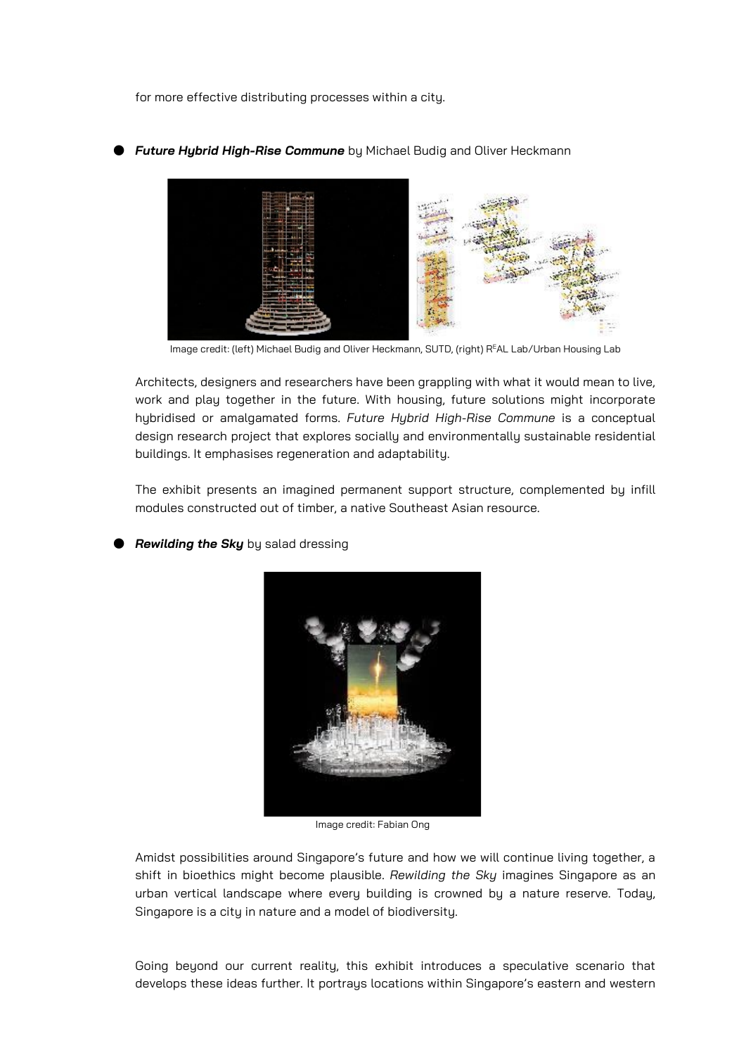for more effective distributing processes within a city.

- ***Future Hybrid High-Rise Commune*** by Michael Budig and Oliver Heckmann

Image credit: (left) Michael Budig and Oliver Heckmann, SUTD, (right) R[E]AL Lab/Urban Housing Lab

Architects, designers and researchers have been grappling with what it would mean to live, work and play together in the future. With housing, future solutions might incorporate hybridised or amalgamated forms. *Future Hybrid High-Rise Commune* is a conceptual design research project that explores socially and environmentally sustainable residential buildings. It emphasises regeneration and adaptability.

The exhibit presents an imagined permanent support structure, complemented by infill modules constructed out of timber, a native Southeast Asian resource.

- ***Rewilding the Sky*** by salad dressing

Image credit: Fabian Ong

Amidst possibilities around Singapore's future and how we will continue living together, a shift in bioethics might become plausible. *Rewilding the Sky* imagines Singapore as an urban vertical landscape where every building is crowned by a nature reserve. Today, Singapore is a city in nature and a model of biodiversity.

Going beyond our current reality, this exhibit introduces a speculative scenario that develops these ideas further. It portrays locations within Singapore's eastern and western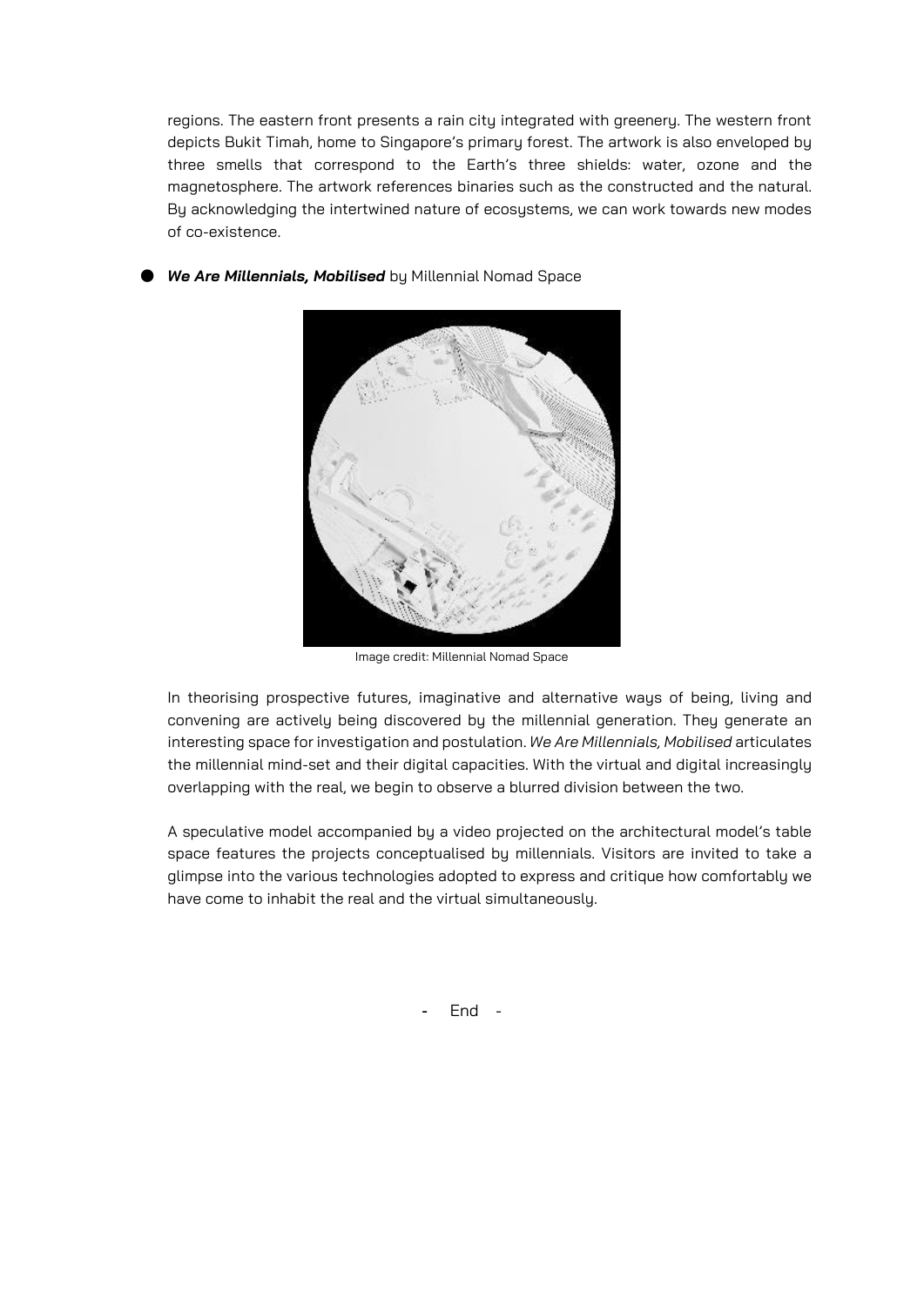regions. The eastern front presents a rain city integrated with greenery. The western front depicts Bukit Timah, home to Singapore's primary forest. The artwork is also enveloped by three smells that correspond to the Earth's three shields: water, ozone and the magnetosphere. The artwork references binaries such as the constructed and the natural. By acknowledging the intertwined nature of ecosystems, we can work towards new modes of co-existence.

- ***We Are Millennials, Mobilised*** by Millennial Nomad Space

Image credit: Millennial Nomad Space

In theorising prospective futures, imaginative and alternative ways of being, living and convening are actively being discovered by the millennial generation. They generate an interesting space for investigation and postulation. *We Are Millennials, Mobilised* articulates the millennial mind-set and their digital capacities. With the virtual and digital increasingly overlapping with the real, we begin to observe a blurred division between the two.

A speculative model accompanied by a video projected on the architectural model's table space features the projects conceptualised by millennials. Visitors are invited to take a glimpse into the various technologies adopted to express and critique how comfortably we have come to inhabit the real and the virtual simultaneously.

\- End -